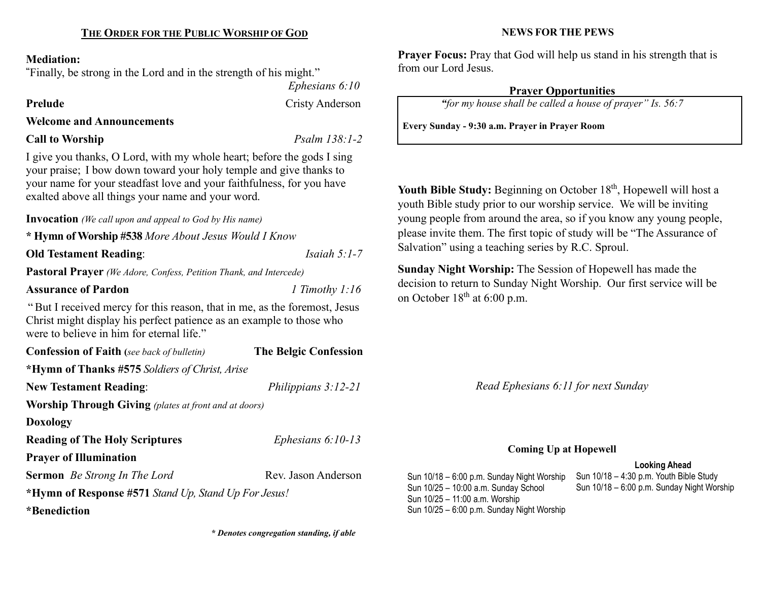## THE ORDER FOR THE PUBLIC WORSHIP OF GOD

**Mediation:**
"Finally, be strong in the Lord and in the strength of his might."
*Ephesians 6:10*

**Prelude** Cristy Anderson

**Welcome and Announcements**

**Call to Worship** *Psalm 138:1-2*

I give you thanks, O Lord, with my whole heart; before the gods I sing your praise; I bow down toward your holy temple and give thanks to your name for your steadfast love and your faithfulness, for you have exalted above all things your name and your word.

**Invocation** *(We call upon and appeal to God by His name)*

**\* Hymn of Worship #538** *More About Jesus Would I Know*

**Old Testament Reading**: *Isaiah 5:1-7*

**Pastoral Prayer** *(We Adore, Confess, Petition Thank, and Intercede)*

**Assurance of Pardon** *1 Timothy 1:16*

"But I received mercy for this reason, that in me, as the foremost, Jesus Christ might display his perfect patience as an example to those who were to believe in him for eternal life."

**Confession of Faith (***see back of bulletin***)** **The Belgic Confession**

**\*Hymn of Thanks #575** *Soldiers of Christ, Arise*

**New Testament Reading**: *Philippians 3:12-21*

**Worship Through Giving** *(plates at front and at doors)*

**Doxology**

**Reading of The Holy Scriptures** *Ephesians 6:10-13*

**Prayer of Illumination**

**Sermon** *Be Strong In The Lord* Rev. Jason Anderson

**\*Hymn of Response #571** *Stand Up, Stand Up For Jesus!*

**\*Benediction**

***\* Denotes congregation standing, if able***

## NEWS FOR THE PEWS

**Prayer Focus:** Pray that God will help us stand in his strength that is from our Lord Jesus.

**Prayer Opportunities**

*"for my house shall be called a house of prayer" Is. 56:7*

**Every Sunday - 9:30 a.m. Prayer in Prayer Room**

**Youth Bible Study:** Beginning on October 18th, Hopewell will host a youth Bible study prior to our worship service. We will be inviting young people from around the area, so if you know any young people, please invite them. The first topic of study will be "The Assurance of Salvation" using a teaching series by R.C. Sproul.

**Sunday Night Worship:** The Session of Hopewell has made the decision to return to Sunday Night Worship. Our first service will be on October 18th at 6:00 p.m.

*Read Ephesians 6:11 for next Sunday*

**Coming Up at Hopewell**

Sun 10/18 – 6:00 p.m. Sunday Night Worship
Sun 10/25 – 10:00 a.m. Sunday School
Sun 10/25 – 11:00 a.m. Worship
Sun 10/25 – 6:00 p.m. Sunday Night Worship

**Looking Ahead**

Sun 10/18 – 4:30 p.m. Youth Bible Study
Sun 10/18 – 6:00 p.m. Sunday Night Worship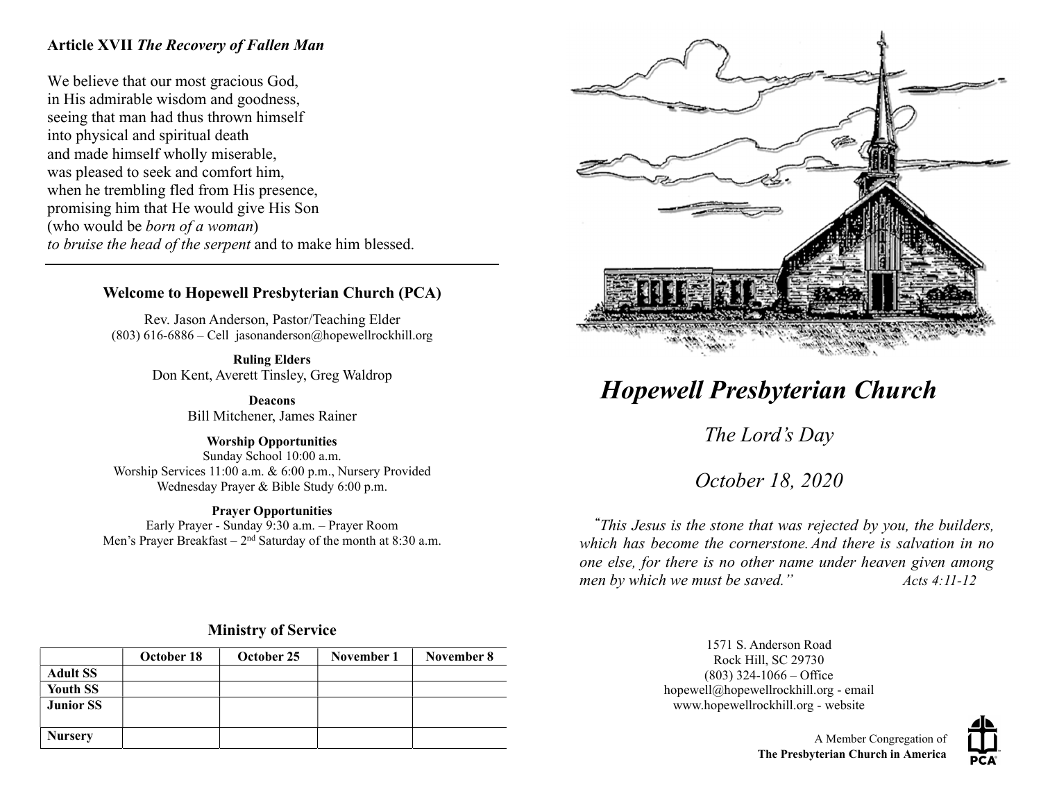**Article XVII** ***The Recovery of Fallen Man***

We believe that our most gracious God,
in His admirable wisdom and goodness,
seeing that man had thus thrown himself
into physical and spiritual death
and made himself wholly miserable,
was pleased to seek and comfort him,
when he trembling fled from His presence,
promising him that He would give His Son
(who would be *born of a woman*)
*to bruise the head of the serpent* and to make him blessed.

---

## Welcome to Hopewell Presbyterian Church (PCA)

Rev. Jason Anderson, Pastor/Teaching Elder
(803) 616-6886 – Cell jasonanderson@hopewellrockhill.org

**Ruling Elders**
Don Kent, Averett Tinsley, Greg Waldrop

**Deacons**
Bill Mitchener, James Rainer

**Worship Opportunities**
Sunday School 10:00 a.m.
Worship Services 11:00 a.m. & 6:00 p.m., Nursery Provided
Wednesday Prayer & Bible Study 6:00 p.m.

**Prayer Opportunities**
Early Prayer - Sunday 9:30 a.m. – Prayer Room
Men's Prayer Breakfast – 2nd Saturday of the month at 8:30 a.m.

### Ministry of Service

| | October 18 | October 25 | November 1 | November 8 |
|---|---|---|---|---|
| **Adult SS** | | | | |
| **Youth SS** | | | | |
| **Junior SS** | | | | |
| **Nursery** | | | | |

# *Hopewell Presbyterian Church*

*The Lord's Day*

*October 18, 2020*

*"This Jesus is the stone that was rejected by you, the builders, which has become the cornerstone. And there is salvation in no one else, for there is no other name under heaven given among men by which we must be saved."* *Acts 4:11-12*

1571 S. Anderson Road
Rock Hill, SC 29730
(803) 324-1066 – Office
hopewell@hopewellrockhill.org - email
www.hopewellrockhill.org - website

A Member Congregation of
**The Presbyterian Church in America**